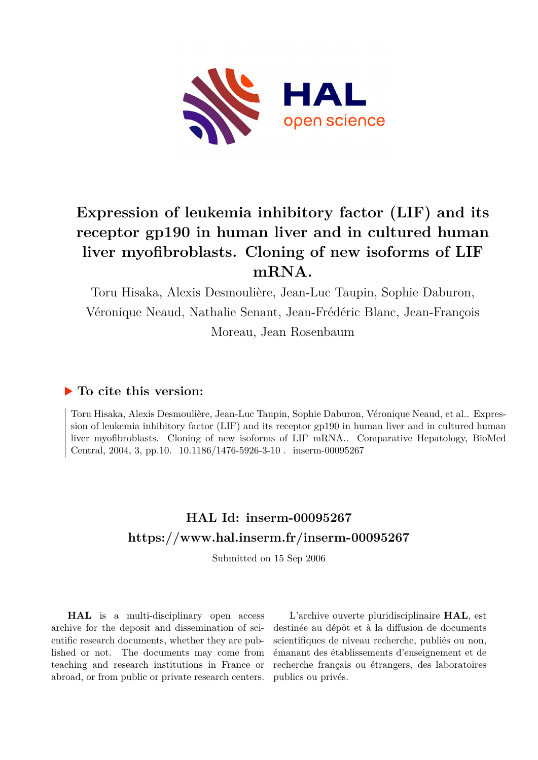# Expression of leukemia inhibitory factor (LIF) and its receptor gp190 in human liver and in cultured human liver myofibroblasts. Cloning of new isoforms of LIF mRNA.

Toru Hisaka, Alexis Desmoulière, Jean-Luc Taupin, Sophie Daburon, Véronique Neaud, Nathalie Senant, Jean-Frédéric Blanc, Jean-François Moreau, Jean Rosenbaum

## ▶ To cite this version:

Toru Hisaka, Alexis Desmoulière, Jean-Luc Taupin, Sophie Daburon, Véronique Neaud, et al.. Expression of leukemia inhibitory factor (LIF) and its receptor gp190 in human liver and in cultured human liver myofibroblasts. Cloning of new isoforms of LIF mRNA.. Comparative Hepatology, BioMed Central, 2004, 3, pp.10. 10.1186/1476-5926-3-10 . inserm-00095267

## HAL Id: inserm-00095267
## https://www.hal.inserm.fr/inserm-00095267

Submitted on 15 Sep 2006

**HAL** is a multi-disciplinary open access archive for the deposit and dissemination of scientific research documents, whether they are published or not. The documents may come from teaching and research institutions in France or abroad, or from public or private research centers.

L'archive ouverte pluridisciplinaire **HAL**, est destinée au dépôt et à la diffusion de documents scientifiques de niveau recherche, publiés ou non, émanant des établissements d'enseignement et de recherche français ou étrangers, des laboratoires publics ou privés.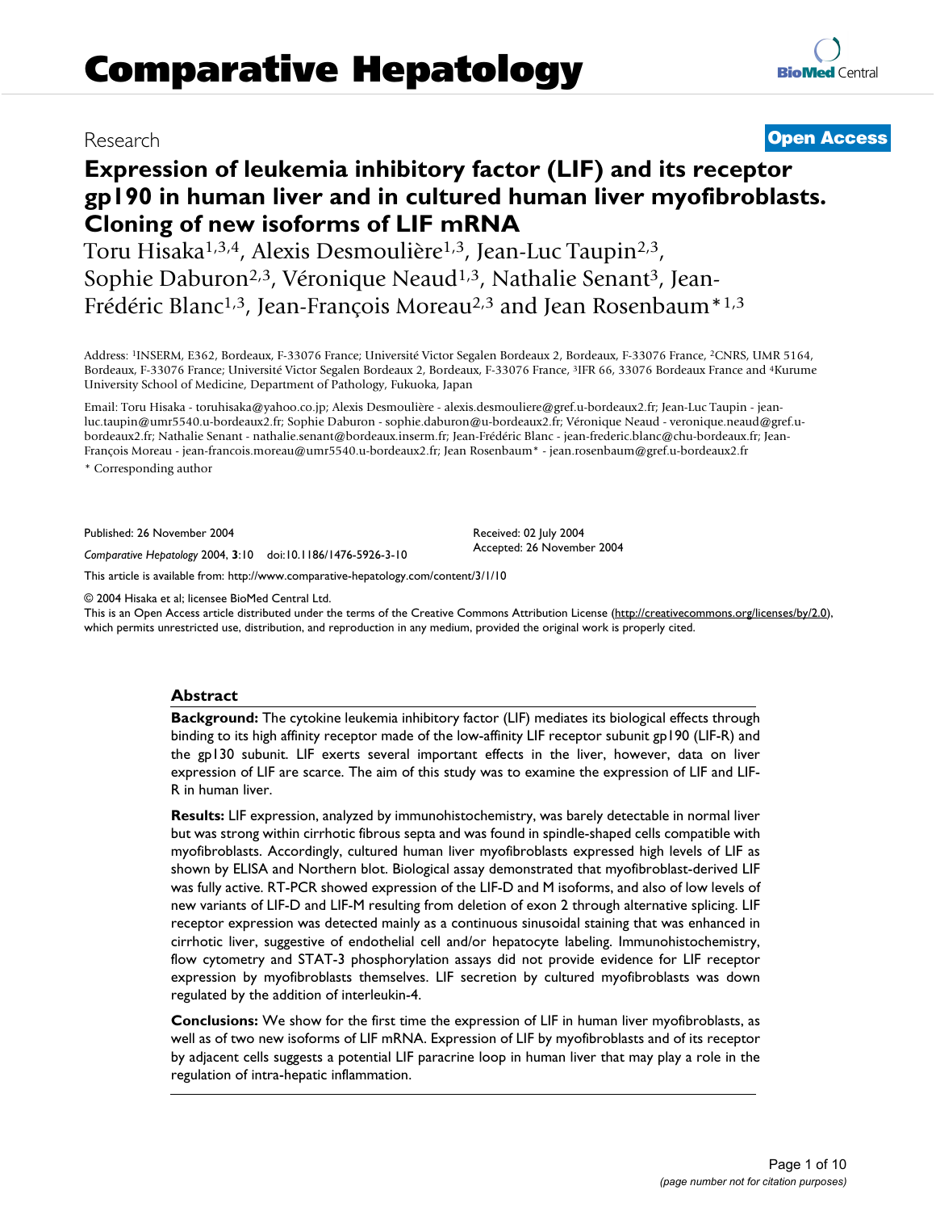Comparative Hepatology

Research

**Open Access**

# Expression of leukemia inhibitory factor (LIF) and its receptor gp190 in human liver and in cultured human liver myofibroblasts. Cloning of new isoforms of LIF mRNA

Toru Hisaka[1,3,4], Alexis Desmoulière[1,3], Jean-Luc Taupin[2,3], Sophie Daburon[2,3], Véronique Neaud[1,3], Nathalie Senant[3], Jean-Frédéric Blanc[1,3], Jean-François Moreau[2,3] and Jean Rosenbaum*[1,3]

Address: [1]INSERM, E362, Bordeaux, F-33076 France; Université Victor Segalen Bordeaux 2, Bordeaux, F-33076 France, [2]CNRS, UMR 5164, Bordeaux, F-33076 France; Université Victor Segalen Bordeaux 2, Bordeaux, F-33076 France, [3]IFR 66, 33076 Bordeaux France and [4]Kurume University School of Medicine, Department of Pathology, Fukuoka, Japan

Email: Toru Hisaka - toruhisaka@yahoo.co.jp; Alexis Desmoulière - alexis.desmouliere@gref.u-bordeaux2.fr; Jean-Luc Taupin - jean-luc.taupin@umr5540.u-bordeaux2.fr; Sophie Daburon - sophie.daburon@u-bordeaux2.fr; Véronique Neaud - veronique.neaud@gref.u-bordeaux2.fr; Nathalie Senant - nathalie.senant@bordeaux.inserm.fr; Jean-Frédéric Blanc - jean-frederic.blanc@chu-bordeaux.fr; Jean-François Moreau - jean-francois.moreau@umr5540.u-bordeaux2.fr; Jean Rosenbaum* - jean.rosenbaum@gref.u-bordeaux2.fr

* Corresponding author

Published: 26 November 2004

*Comparative Hepatology* 2004, **3**:10 doi:10.1186/1476-5926-3-10

Received: 02 July 2004
Accepted: 26 November 2004

This article is available from: http://www.comparative-hepatology.com/content/3/1/10

© 2004 Hisaka et al; licensee BioMed Central Ltd.
This is an Open Access article distributed under the terms of the Creative Commons Attribution License (http://creativecommons.org/licenses/by/2.0), which permits unrestricted use, distribution, and reproduction in any medium, provided the original work is properly cited.

## Abstract

**Background:** The cytokine leukemia inhibitory factor (LIF) mediates its biological effects through binding to its high affinity receptor made of the low-affinity LIF receptor subunit gp190 (LIF-R) and the gp130 subunit. LIF exerts several important effects in the liver, however, data on liver expression of LIF are scarce. The aim of this study was to examine the expression of LIF and LIF-R in human liver.

**Results:** LIF expression, analyzed by immunohistochemistry, was barely detectable in normal liver but was strong within cirrhotic fibrous septa and was found in spindle-shaped cells compatible with myofibroblasts. Accordingly, cultured human liver myofibroblasts expressed high levels of LIF as shown by ELISA and Northern blot. Biological assay demonstrated that myofibroblast-derived LIF was fully active. RT-PCR showed expression of the LIF-D and M isoforms, and also of low levels of new variants of LIF-D and LIF-M resulting from deletion of exon 2 through alternative splicing. LIF receptor expression was detected mainly as a continuous sinusoidal staining that was enhanced in cirrhotic liver, suggestive of endothelial cell and/or hepatocyte labeling. Immunohistochemistry, flow cytometry and STAT-3 phosphorylation assays did not provide evidence for LIF receptor expression by myofibroblasts themselves. LIF secretion by cultured myofibroblasts was down regulated by the addition of interleukin-4.

**Conclusions:** We show for the first time the expression of LIF in human liver myofibroblasts, as well as of two new isoforms of LIF mRNA. Expression of LIF by myofibroblasts and of its receptor by adjacent cells suggests a potential LIF paracrine loop in human liver that may play a role in the regulation of intra-hepatic inflammation.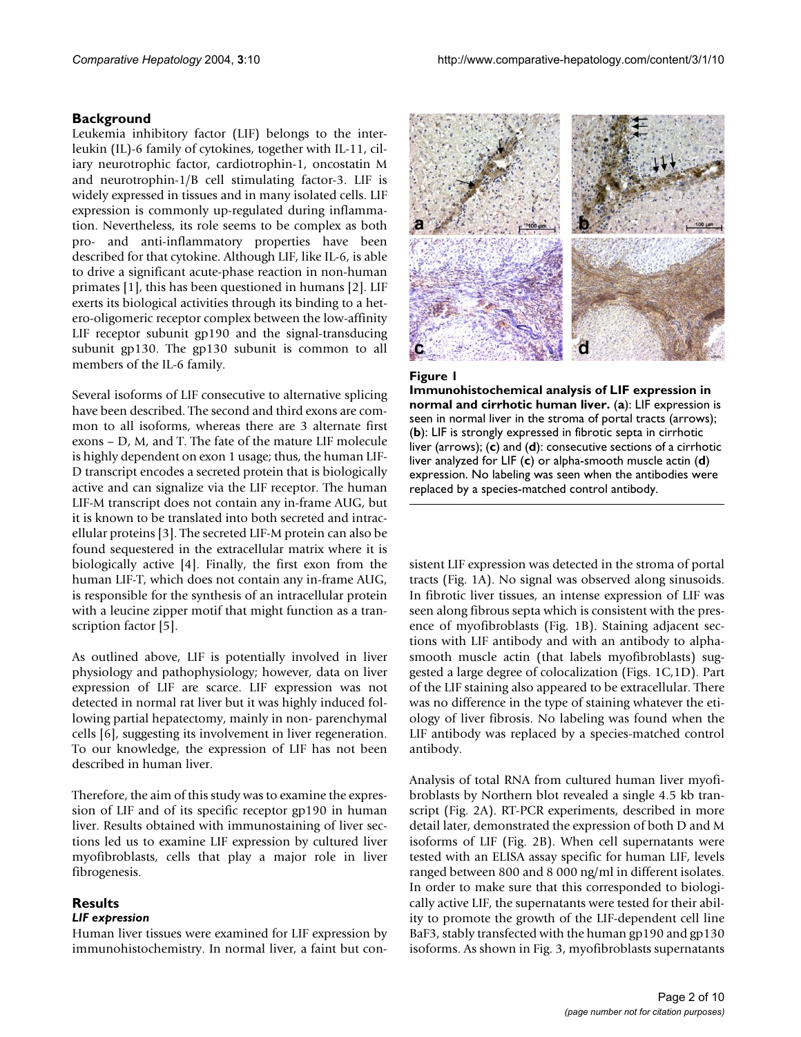## Background

Leukemia inhibitory factor (LIF) belongs to the interleukin (IL)-6 family of cytokines, together with IL-11, ciliary neurotrophic factor, cardiotrophin-1, oncostatin M and neurotrophin-1/B cell stimulating factor-3. LIF is widely expressed in tissues and in many isolated cells. LIF expression is commonly up-regulated during inflammation. Nevertheless, its role seems to be complex as both pro- and anti-inflammatory properties have been described for that cytokine. Although LIF, like IL-6, is able to drive a significant acute-phase reaction in non-human primates [1], this has been questioned in humans [2]. LIF exerts its biological activities through its binding to a hetero-oligomeric receptor complex between the low-affinity LIF receptor subunit gp190 and the signal-transducing subunit gp130. The gp130 subunit is common to all members of the IL-6 family.

Several isoforms of LIF consecutive to alternative splicing have been described. The second and third exons are common to all isoforms, whereas there are 3 alternate first exons – D, M, and T. The fate of the mature LIF molecule is highly dependent on exon 1 usage; thus, the human LIF-D transcript encodes a secreted protein that is biologically active and can signalize via the LIF receptor. The human LIF-M transcript does not contain any in-frame AUG, but it is known to be translated into both secreted and intracellular proteins [3]. The secreted LIF-M protein can also be found sequestered in the extracellular matrix where it is biologically active [4]. Finally, the first exon from the human LIF-T, which does not contain any in-frame AUG, is responsible for the synthesis of an intracellular protein with a leucine zipper motif that might function as a transcription factor [5].

As outlined above, LIF is potentially involved in liver physiology and pathophysiology; however, data on liver expression of LIF are scarce. LIF expression was not detected in normal rat liver but it was highly induced following partial hepatectomy, mainly in non- parenchymal cells [6], suggesting its involvement in liver regeneration. To our knowledge, the expression of LIF has not been described in human liver.

Therefore, the aim of this study was to examine the expression of LIF and of its specific receptor gp190 in human liver. Results obtained with immunostaining of liver sections led us to examine LIF expression by cultured liver myofibroblasts, cells that play a major role in liver fibrogenesis.

## Results

### *LIF expression*

Human liver tissues were examined for LIF expression by immunohistochemistry. In normal liver, a faint but consistent LIF expression was detected in the stroma of portal tracts (Fig. 1A). No signal was observed along sinusoids. In fibrotic liver tissues, an intense expression of LIF was seen along fibrous septa which is consistent with the presence of myofibroblasts (Fig. 1B). Staining adjacent sections with LIF antibody and with an antibody to alpha-smooth muscle actin (that labels myofibroblasts) suggested a large degree of colocalization (Figs. 1C,1D). Part of the LIF staining also appeared to be extracellular. There was no difference in the type of staining whatever the etiology of liver fibrosis. No labeling was found when the LIF antibody was replaced by a species-matched control antibody.

**Figure 1**

**Immunohistochemical analysis of LIF expression in normal and cirrhotic human liver.** (**a**): LIF expression is seen in normal liver in the stroma of portal tracts (arrows); (**b**): LIF is strongly expressed in fibrotic septa in cirrhotic liver (arrows); (**c**) and (**d**): consecutive sections of a cirrhotic liver analyzed for LIF (**c**) or alpha-smooth muscle actin (**d**) expression. No labeling was seen when the antibodies were replaced by a species-matched control antibody.

Analysis of total RNA from cultured human liver myofibroblasts by Northern blot revealed a single 4.5 kb transcript (Fig. 2A). RT-PCR experiments, described in more detail later, demonstrated the expression of both D and M isoforms of LIF (Fig. 2B). When cell supernatants were tested with an ELISA assay specific for human LIF, levels ranged between 800 and 8 000 ng/ml in different isolates. In order to make sure that this corresponded to biologically active LIF, the supernatants were tested for their ability to promote the growth of the LIF-dependent cell line BaF3, stably transfected with the human gp190 and gp130 isoforms. As shown in Fig. 3, myofibroblasts supernatants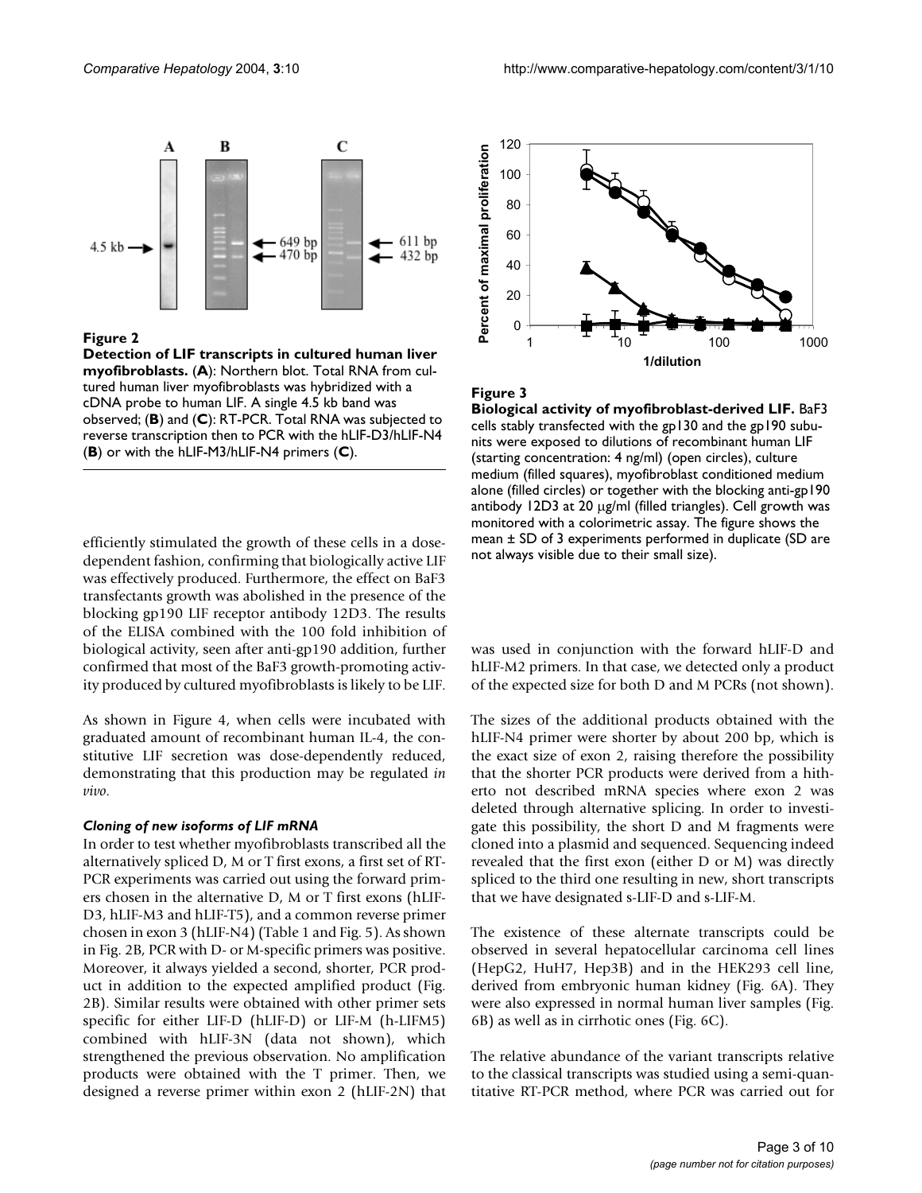**Figure 2**

**Detection of LIF transcripts in cultured human liver myofibroblasts.** (**A**): Northern blot. Total RNA from cultured human liver myofibroblasts was hybridized with a cDNA probe to human LIF. A single 4.5 kb band was observed; (**B**) and (**C**): RT-PCR. Total RNA was subjected to reverse transcription then to PCR with the hLIF-D3/hLIF-N4 (**B**) or with the hLIF-M3/hLIF-N4 primers (**C**).

**Figure 3**

**Biological activity of myofibroblast-derived LIF.** BaF3 cells stably transfected with the gp130 and the gp190 subunits were exposed to dilutions of recombinant human LIF (starting concentration: 4 ng/ml) (open circles), culture medium (filled squares), myofibroblast conditioned medium alone (filled circles) or together with the blocking anti-gp190 antibody 12D3 at 20 μg/ml (filled triangles). Cell growth was monitored with a colorimetric assay. The figure shows the mean ± SD of 3 experiments performed in duplicate (SD are not always visible due to their small size).

efficiently stimulated the growth of these cells in a dose-dependent fashion, confirming that biologically active LIF was effectively produced. Furthermore, the effect on BaF3 transfectants growth was abolished in the presence of the blocking gp190 LIF receptor antibody 12D3. The results of the ELISA combined with the 100 fold inhibition of biological activity, seen after anti-gp190 addition, further confirmed that most of the BaF3 growth-promoting activity produced by cultured myofibroblasts is likely to be LIF.

As shown in Figure 4, when cells were incubated with graduated amount of recombinant human IL-4, the constitutive LIF secretion was dose-dependently reduced, demonstrating that this production may be regulated *in vivo*.

### *Cloning of new isoforms of LIF mRNA*

In order to test whether myofibroblasts transcribed all the alternatively spliced D, M or T first exons, a first set of RT-PCR experiments was carried out using the forward primers chosen in the alternative D, M or T first exons (hLIF-D3, hLIF-M3 and hLIF-T5), and a common reverse primer chosen in exon 3 (hLIF-N4) (Table 1 and Fig. 5). As shown in Fig. 2B, PCR with D- or M-specific primers was positive. Moreover, it always yielded a second, shorter, PCR product in addition to the expected amplified product (Fig. 2B). Similar results were obtained with other primer sets specific for either LIF-D (hLIF-D) or LIF-M (h-LIFM5) combined with hLIF-3N (data not shown), which strengthened the previous observation. No amplification products were obtained with the T primer. Then, we designed a reverse primer within exon 2 (hLIF-2N) that was used in conjunction with the forward hLIF-D and hLIF-M2 primers. In that case, we detected only a product of the expected size for both D and M PCRs (not shown).

The sizes of the additional products obtained with the hLIF-N4 primer were shorter by about 200 bp, which is the exact size of exon 2, raising therefore the possibility that the shorter PCR products were derived from a hitherto not described mRNA species where exon 2 was deleted through alternative splicing. In order to investigate this possibility, the short D and M fragments were cloned into a plasmid and sequenced. Sequencing indeed revealed that the first exon (either D or M) was directly spliced to the third one resulting in new, short transcripts that we have designated s-LIF-D and s-LIF-M.

The existence of these alternate transcripts could be observed in several hepatocellular carcinoma cell lines (HepG2, HuH7, Hep3B) and in the HEK293 cell line, derived from embryonic human kidney (Fig. 6A). They were also expressed in normal human liver samples (Fig. 6B) as well as in cirrhotic ones (Fig. 6C).

The relative abundance of the variant transcripts relative to the classical transcripts was studied using a semi-quantitative RT-PCR method, where PCR was carried out for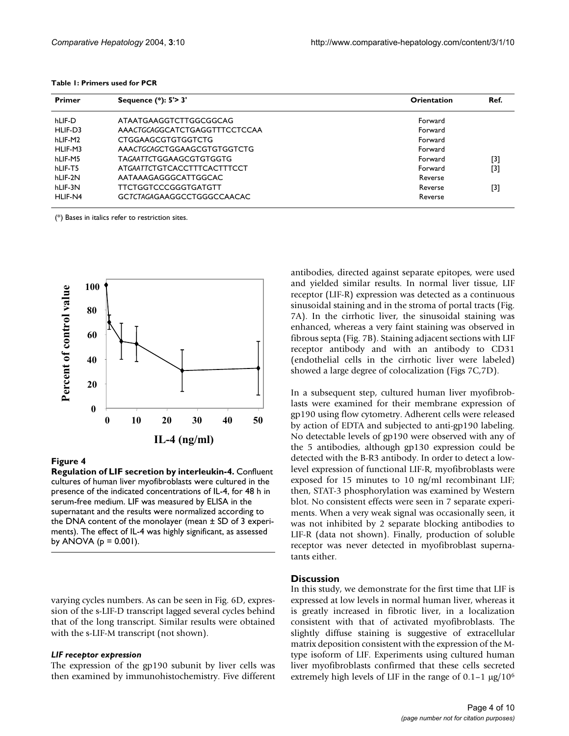**Table 1: Primers used for PCR**

| Primer | Sequence (*): 5'> 3' | Orientation | Ref. |
| --- | --- | --- | --- |
| hLIF-D | ATAATGAAGGTCTTGGCGGCAG | Forward | |
| HLIF-D3 | AAA*CTGCAG*GCATCTGAGGTTTCCTCCAA | Forward | |
| hLIF-M2 | CTGGAAGCGTGTGGTCTG | Forward | |
| HLIF-M3 | AAA*CTGCAG*CTGGAAGCGTGTGGTCTG | Forward | |
| hLIF-M5 | TA*GAATTC*TGGAAGCGTGTGGTG | Forward | [3] |
| hLIF-T5 | AT*GAATTC*TGTCACCTTTCACTTTCCT | Forward | [3] |
| hLIF-2N | AATAAAGAGGGCATTGGCAC | Reverse | |
| hLIF-3N | TTCTGGTCCCGGGTGATGTT | Reverse | [3] |
| HLIF-N4 | GC*TCTAGA*GAAGGCCTGGGCCAACAC | Reverse | |

(*) Bases in italics refer to restriction sites.

**Figure 4**
**Regulation of LIF secretion by interleukin-4.** Confluent cultures of human liver myofibroblasts were cultured in the presence of the indicated concentrations of IL-4, for 48 h in serum-free medium. LIF was measured by ELISA in the supernatant and the results were normalized according to the DNA content of the monolayer (mean ± SD of 3 experiments). The effect of IL-4 was highly significant, as assessed by ANOVA ($p = 0.001$).

varying cycles numbers. As can be seen in Fig. 6D, expression of the s-LIF-D transcript lagged several cycles behind that of the long transcript. Similar results were obtained with the s-LIF-M transcript (not shown).

### *LIF receptor expression*

The expression of the gp190 subunit by liver cells was then examined by immunohistochemistry. Five different antibodies, directed against separate epitopes, were used and yielded similar results. In normal liver tissue, LIF receptor (LIF-R) expression was detected as a continuous sinusoidal staining and in the stroma of portal tracts (Fig. 7A). In the cirrhotic liver, the sinusoidal staining was enhanced, whereas a very faint staining was observed in fibrous septa (Fig. 7B). Staining adjacent sections with LIF receptor antibody and with an antibody to CD31 (endothelial cells in the cirrhotic liver were labeled) showed a large degree of colocalization (Figs 7C,7D).

In a subsequent step, cultured human liver myofibroblasts were examined for their membrane expression of gp190 using flow cytometry. Adherent cells were released by action of EDTA and subjected to anti-gp190 labeling. No detectable levels of gp190 were observed with any of the 5 antibodies, although gp130 expression could be detected with the B-R3 antibody. In order to detect a low-level expression of functional LIF-R, myofibroblasts were exposed for 15 minutes to 10 ng/ml recombinant LIF; then, STAT-3 phosphorylation was examined by Western blot. No consistent effects were seen in 7 separate experiments. When a very weak signal was occasionally seen, it was not inhibited by 2 separate blocking antibodies to LIF-R (data not shown). Finally, production of soluble receptor was never detected in myofibroblast supernatants either.

## Discussion

In this study, we demonstrate for the first time that LIF is expressed at low levels in normal human liver, whereas it is greatly increased in fibrotic liver, in a localization consistent with that of activated myofibroblasts. The slightly diffuse staining is suggestive of extracellular matrix deposition consistent with the expression of the M-type isoform of LIF. Experiments using cultured human liver myofibroblasts confirmed that these cells secreted extremely high levels of LIF in the range of 0.1–1 μg/$10^6$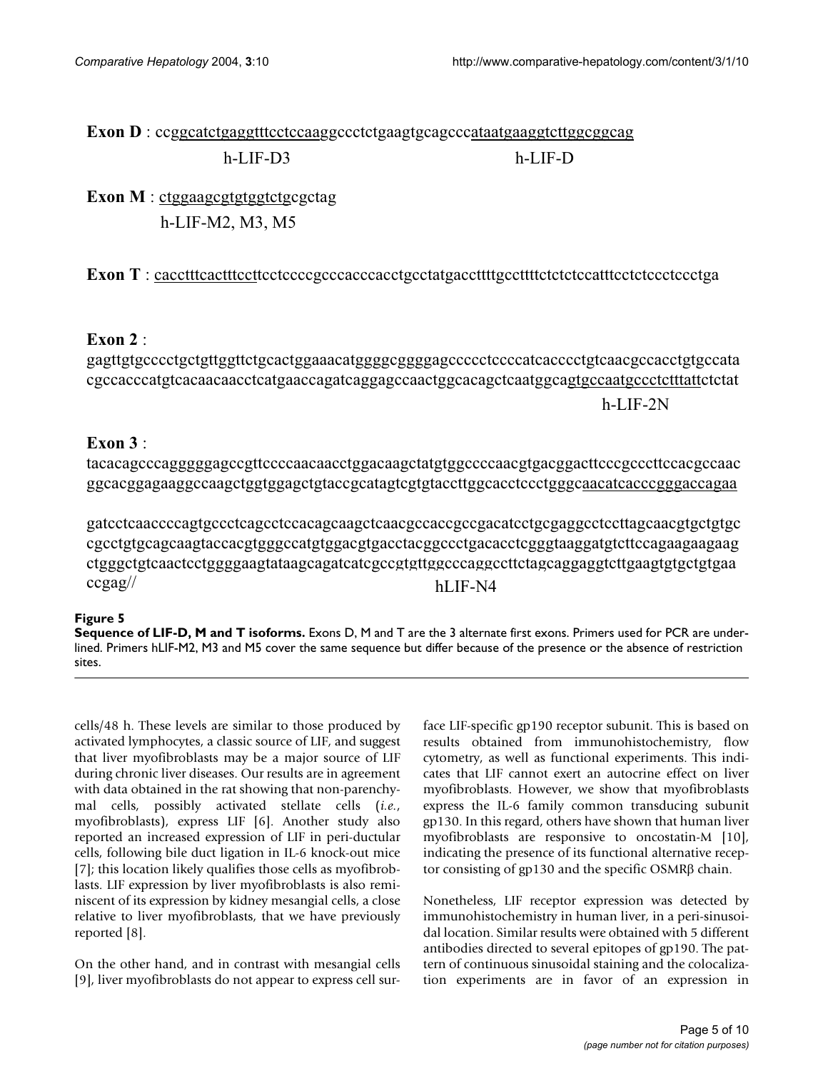**Exon D** : ccggcatctgaggtttcctccaaggccctctgaagtgcagcccataatgaaggtcttggcggcag

h-LIF-D3 h-LIF-D

**Exon M** : ctggaagcgtgtggtctgcgctag

h-LIF-M2, M3, M5

**Exon T** : cacctttcactttccttcctccccgcccacccacctgcctatgaccttttgccttttctctctccatttcctctccctccctga

**Exon 2** :

gagttgtgcccctgctgttggttctgcactggaaacatggggcggggagccccctccccatcacccctgtcaacgccacctgtgccata cgccacccatgtcacaacaacctcatgaaccagatcaggagccaactggcacagctcaatggcagtgccaatgccctctttattctctat

h-LIF-2N

**Exon 3** :

tacacagcccagggggagccgttccccaacaacctggacaagctatgtggccccaacgtgacggacttcccgcccttccacgccaac ggcacggagaaggccaagctggtggagctgtaccgcatagtcgtgtaccttggcacctccctgggcaacatcacccgggaccagaa

gatcctcaaccccagtgccctcagcctccacagcaagctcaacgccaccgccgacatcctgcgaggcctccttagcaacgtgctgtgc cgcctgtgcagcaagtaccacgtgggccatgtggacgtgacctacggccctgacacctcgggtaaggatgtcttccagaagaagaag ctgggctgtcaactcctggggaagtataagcagatcatcgccgtgttggcccaggccttctagcaggaggtcttgaagtgtgctgtgaa ccgag//

hLIF-N4

**Figure 5**

**Sequence of LIF-D, M and T isoforms.** Exons D, M and T are the 3 alternate first exons. Primers used for PCR are underlined. Primers hLIF-M2, M3 and M5 cover the same sequence but differ because of the presence or the absence of restriction sites.

cells/48 h. These levels are similar to those produced by activated lymphocytes, a classic source of LIF, and suggest that liver myofibroblasts may be a major source of LIF during chronic liver diseases. Our results are in agreement with data obtained in the rat showing that non-parenchymal cells, possibly activated stellate cells (*i.e.*, myofibroblasts), express LIF [6]. Another study also reported an increased expression of LIF in peri-ductular cells, following bile duct ligation in IL-6 knock-out mice [7]; this location likely qualifies those cells as myofibroblasts. LIF expression by liver myofibroblasts is also reminiscent of its expression by kidney mesangial cells, a close relative to liver myofibroblasts, that we have previously reported [8].

On the other hand, and in contrast with mesangial cells [9], liver myofibroblasts do not appear to express cell surface LIF-specific gp190 receptor subunit. This is based on results obtained from immunohistochemistry, flow cytometry, as well as functional experiments. This indicates that LIF cannot exert an autocrine effect on liver myofibroblasts. However, we show that myofibroblasts express the IL-6 family common transducing subunit gp130. In this regard, others have shown that human liver myofibroblasts are responsive to oncostatin-M [10], indicating the presence of its functional alternative receptor consisting of gp130 and the specific OSMRβ chain.

Nonetheless, LIF receptor expression was detected by immunohistochemistry in human liver, in a peri-sinusoidal location. Similar results were obtained with 5 different antibodies directed to several epitopes of gp190. The pattern of continuous sinusoidal staining and the colocalization experiments are in favor of an expression in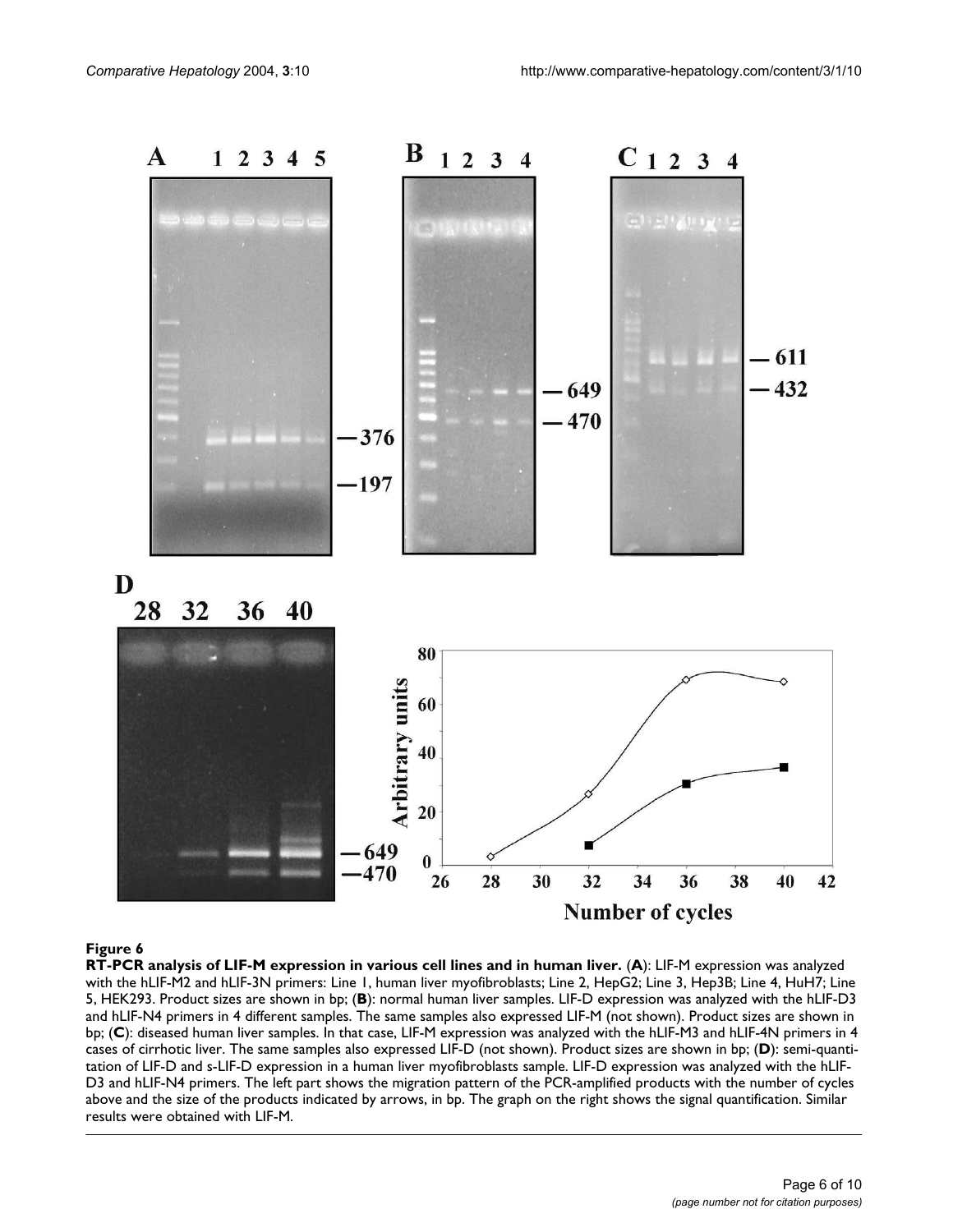**Figure 6**

**RT-PCR analysis of LIF-M expression in various cell lines and in human liver.** (**A**): LIF-M expression was analyzed with the hLIF-M2 and hLIF-3N primers: Line 1, human liver myofibroblasts; Line 2, HepG2; Line 3, Hep3B; Line 4, HuH7; Line 5, HEK293. Product sizes are shown in bp; (**B**): normal human liver samples. LIF-D expression was analyzed with the hLIF-D3 and hLIF-N4 primers in 4 different samples. The same samples also expressed LIF-M (not shown). Product sizes are shown in bp; (**C**): diseased human liver samples. In that case, LIF-M expression was analyzed with the hLIF-M3 and hLIF-4N primers in 4 cases of cirrhotic liver. The same samples also expressed LIF-D (not shown). Product sizes are shown in bp; (**D**): semi-quantitation of LIF-D and s-LIF-D expression in a human liver myofibroblasts sample. LIF-D expression was analyzed with the hLIF-D3 and hLIF-N4 primers. The left part shows the migration pattern of the PCR-amplified products with the number of cycles above and the size of the products indicated by arrows, in bp. The graph on the right shows the signal quantification. Similar results were obtained with LIF-M.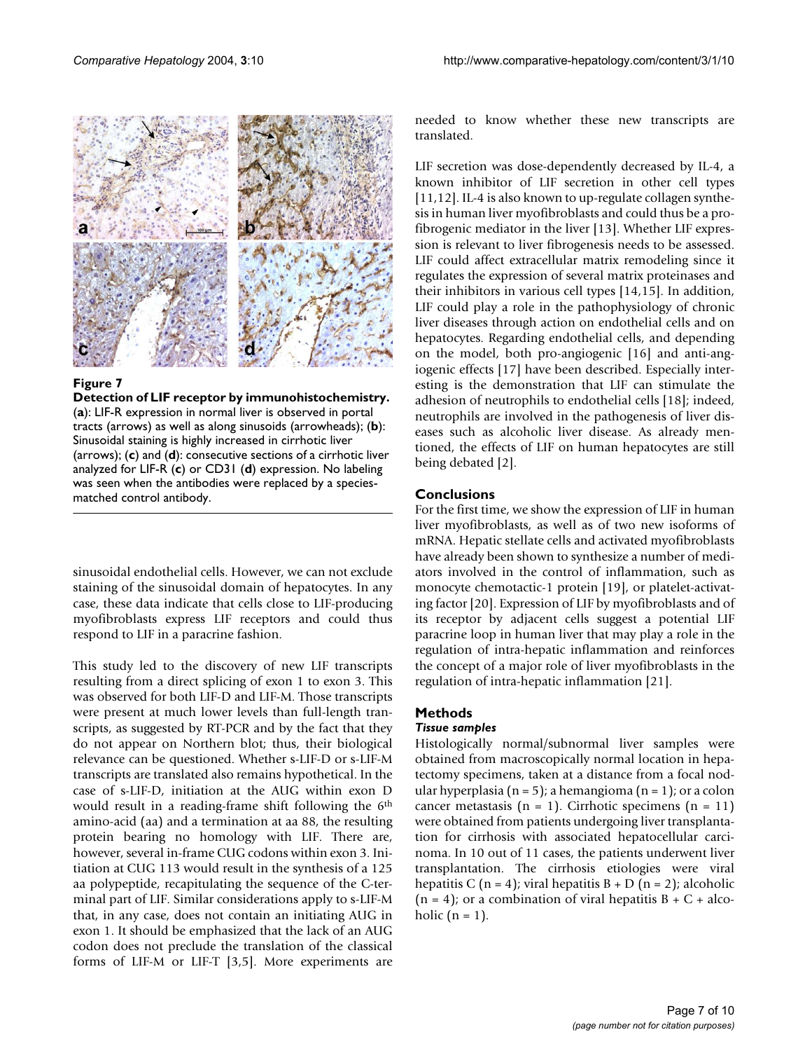**Figure 7**

**Detection of LIF receptor by immunohistochemistry.** (**a**): LIF-R expression in normal liver is observed in portal tracts (arrows) as well as along sinusoids (arrowheads); (**b**): Sinusoidal staining is highly increased in cirrhotic liver (arrows); (**c**) and (**d**): consecutive sections of a cirrhotic liver analyzed for LIF-R (**c**) or CD31 (**d**) expression. No labeling was seen when the antibodies were replaced by a species-matched control antibody.

sinusoidal endothelial cells. However, we can not exclude staining of the sinusoidal domain of hepatocytes. In any case, these data indicate that cells close to LIF-producing myofibroblasts express LIF receptors and could thus respond to LIF in a paracrine fashion.

This study led to the discovery of new LIF transcripts resulting from a direct splicing of exon 1 to exon 3. This was observed for both LIF-D and LIF-M. Those transcripts were present at much lower levels than full-length transcripts, as suggested by RT-PCR and by the fact that they do not appear on Northern blot; thus, their biological relevance can be questioned. Whether s-LIF-D or s-LIF-M transcripts are translated also remains hypothetical. In the case of s-LIF-D, initiation at the AUG within exon D would result in a reading-frame shift following the 6th amino-acid (aa) and a termination at aa 88, the resulting protein bearing no homology with LIF. There are, however, several in-frame CUG codons within exon 3. Initiation at CUG 113 would result in the synthesis of a 125 aa polypeptide, recapitulating the sequence of the C-terminal part of LIF. Similar considerations apply to s-LIF-M that, in any case, does not contain an initiating AUG in exon 1. It should be emphasized that the lack of an AUG codon does not preclude the translation of the classical forms of LIF-M or LIF-T [3,5]. More experiments are needed to know whether these new transcripts are translated.

LIF secretion was dose-dependently decreased by IL-4, a known inhibitor of LIF secretion in other cell types [11,12]. IL-4 is also known to up-regulate collagen synthesis in human liver myofibroblasts and could thus be a pro-fibrogenic mediator in the liver [13]. Whether LIF expression is relevant to liver fibrogenesis needs to be assessed. LIF could affect extracellular matrix remodeling since it regulates the expression of several matrix proteinases and their inhibitors in various cell types [14,15]. In addition, LIF could play a role in the pathophysiology of chronic liver diseases through action on endothelial cells and on hepatocytes. Regarding endothelial cells, and depending on the model, both pro-angiogenic [16] and anti-angiogenic effects [17] have been described. Especially interesting is the demonstration that LIF can stimulate the adhesion of neutrophils to endothelial cells [18]; indeed, neutrophils are involved in the pathogenesis of liver diseases such as alcoholic liver disease. As already mentioned, the effects of LIF on human hepatocytes are still being debated [2].

## Conclusions

For the first time, we show the expression of LIF in human liver myofibroblasts, as well as of two new isoforms of mRNA. Hepatic stellate cells and activated myofibroblasts have already been shown to synthesize a number of mediators involved in the control of inflammation, such as monocyte chemotactic-1 protein [19], or platelet-activating factor [20]. Expression of LIF by myofibroblasts and of its receptor by adjacent cells suggest a potential LIF paracrine loop in human liver that may play a role in the regulation of intra-hepatic inflammation and reinforces the concept of a major role of liver myofibroblasts in the regulation of intra-hepatic inflammation [21].

## Methods

### *Tissue samples*

Histologically normal/subnormal liver samples were obtained from macroscopically normal location in hepatectomy specimens, taken at a distance from a focal nodular hyperplasia (n = 5); a hemangioma (n = 1); or a colon cancer metastasis (n = 1). Cirrhotic specimens (n = 11) were obtained from patients undergoing liver transplantation for cirrhosis with associated hepatocellular carcinoma. In 10 out of 11 cases, the patients underwent liver transplantation. The cirrhosis etiologies were viral hepatitis C (n = 4); viral hepatitis B + D (n = 2); alcoholic (n = 4); or a combination of viral hepatitis B + C + alcoholic (n = 1).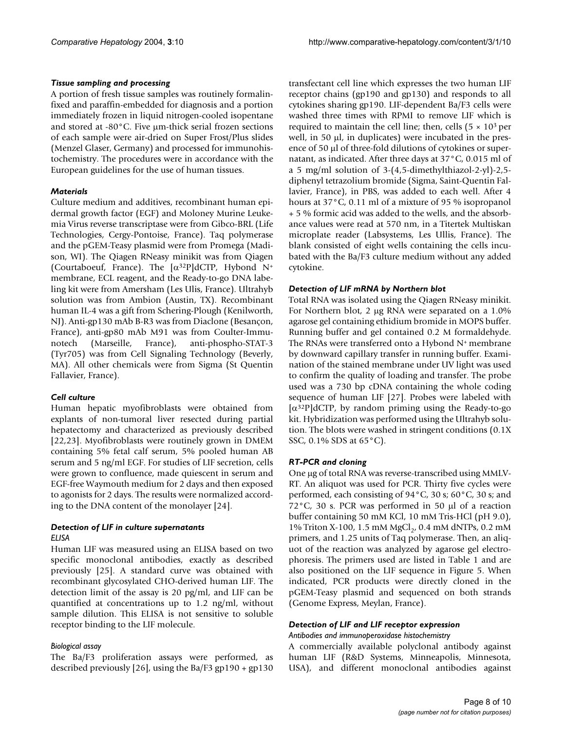### *Tissue sampling and processing*

A portion of fresh tissue samples was routinely formalin-fixed and paraffin-embedded for diagnosis and a portion immediately frozen in liquid nitrogen-cooled isopentane and stored at -80°C. Five µm-thick serial frozen sections of each sample were air-dried on Super Frost/Plus slides (Menzel Glaser, Germany) and processed for immunohistochemistry. The procedures were in accordance with the European guidelines for the use of human tissues.

### *Materials*

Culture medium and additives, recombinant human epidermal growth factor (EGF) and Moloney Murine Leukemia Virus reverse transcriptase were from Gibco-BRL (Life Technologies, Cergy-Pontoise, France). Taq polymerase and the pGEM-Teasy plasmid were from Promega (Madison, WI). The Qiagen RNeasy minikit was from Qiagen (Courtaboeuf, France). The [$\alpha^{32}$P]dCTP, Hybond N+ membrane, ECL reagent, and the Ready-to-go DNA labeling kit were from Amersham (Les Ulis, France). Ultrahyb solution was from Ambion (Austin, TX). Recombinant human IL-4 was a gift from Schering-Plough (Kenilworth, NJ). Anti-gp130 mAb B-R3 was from Diaclone (Besançon, France), anti-gp80 mAb M91 was from Coulter-Immunotech (Marseille, France), anti-phospho-STAT-3 (Tyr705) was from Cell Signaling Technology (Beverly, MA). All other chemicals were from Sigma (St Quentin Fallavier, France).

### *Cell culture*

Human hepatic myofibroblasts were obtained from explants of non-tumoral liver resected during partial hepatectomy and characterized as previously described [22,23]. Myofibroblasts were routinely grown in DMEM containing 5% fetal calf serum, 5% pooled human AB serum and 5 ng/ml EGF. For studies of LIF secretion, cells were grown to confluence, made quiescent in serum and EGF-free Waymouth medium for 2 days and then exposed to agonists for 2 days. The results were normalized according to the DNA content of the monolayer [24].

### *Detection of LIF in culture supernatants*

#### *ELISA*

Human LIF was measured using an ELISA based on two specific monoclonal antibodies, exactly as described previously [25]. A standard curve was obtained with recombinant glycosylated CHO-derived human LIF. The detection limit of the assay is 20 pg/ml, and LIF can be quantified at concentrations up to 1.2 ng/ml, without sample dilution. This ELISA is not sensitive to soluble receptor binding to the LIF molecule.

#### *Biological assay*

The Ba/F3 proliferation assays were performed, as described previously [26], using the Ba/F3 gp190 + gp130 transfectant cell line which expresses the two human LIF receptor chains (gp190 and gp130) and responds to all cytokines sharing gp190. LIF-dependent Ba/F3 cells were washed three times with RPMI to remove LIF which is required to maintain the cell line; then, cells ($5 \times 10^3$ per well, in 50 µl, in duplicates) were incubated in the presence of 50 µl of three-fold dilutions of cytokines or supernatant, as indicated. After three days at 37°C, 0.015 ml of a 5 mg/ml solution of 3-(4,5-dimethylthiazol-2-yl)-2,5-diphenyl tetrazolium bromide (Sigma, Saint-Quentin Fallavier, France), in PBS, was added to each well. After 4 hours at 37°C, 0.11 ml of a mixture of 95 % isopropanol + 5 % formic acid was added to the wells, and the absorbance values were read at 570 nm, in a Titertek Multiskan microplate reader (Labsystems, Les Ullis, France). The blank consisted of eight wells containing the cells incubated with the Ba/F3 culture medium without any added cytokine.

### *Detection of LIF mRNA by Northern blot*

Total RNA was isolated using the Qiagen RNeasy minikit. For Northern blot, 2 µg RNA were separated on a 1.0% agarose gel containing ethidium bromide in MOPS buffer. Running buffer and gel contained 0.2 M formaldehyde. The RNAs were transferred onto a Hybond N+ membrane by downward capillary transfer in running buffer. Examination of the stained membrane under UV light was used to confirm the quality of loading and transfer. The probe used was a 730 bp cDNA containing the whole coding sequence of human LIF [27]. Probes were labeled with [$\alpha^{32}$P]dCTP, by random priming using the Ready-to-go kit. Hybridization was performed using the Ultrahyb solution. The blots were washed in stringent conditions (0.1X SSC, 0.1% SDS at 65°C).

### *RT-PCR and cloning*

One µg of total RNA was reverse-transcribed using MMLV-RT. An aliquot was used for PCR. Thirty five cycles were performed, each consisting of 94°C, 30 s; 60°C, 30 s; and 72°C, 30 s. PCR was performed in 50 µl of a reaction buffer containing 50 mM KCl, 10 mM Tris-HCl (pH 9.0), 1% Triton X-100, 1.5 mM $MgCl_2$, 0.4 mM dNTPs, 0.2 mM primers, and 1.25 units of Taq polymerase. Then, an aliquot of the reaction was analyzed by agarose gel electrophoresis. The primers used are listed in Table 1 and are also positioned on the LIF sequence in Figure 5. When indicated, PCR products were directly cloned in the pGEM-Teasy plasmid and sequenced on both strands (Genome Express, Meylan, France).

### *Detection of LIF and LIF receptor expression*

#### *Antibodies and immunoperoxidase histochemistry*

A commercially available polyclonal antibody against human LIF (R&D Systems, Minneapolis, Minnesota, USA), and different monoclonal antibodies against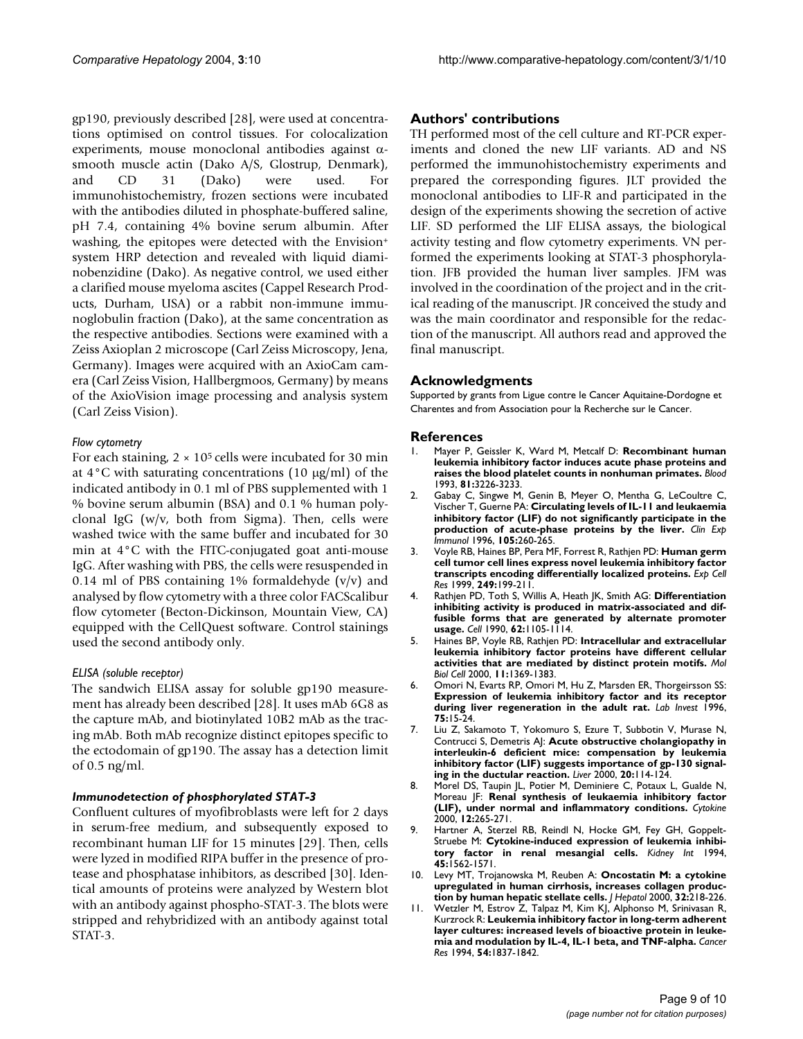gp190, previously described [28], were used at concentrations optimised on control tissues. For colocalization experiments, mouse monoclonal antibodies against α-smooth muscle actin (Dako A/S, Glostrup, Denmark), and CD 31 (Dako) were used. For immunohistochemistry, frozen sections were incubated with the antibodies diluted in phosphate-buffered saline, pH 7.4, containing 4% bovine serum albumin. After washing, the epitopes were detected with the Envision+ system HRP detection and revealed with liquid diaminobenzidine (Dako). As negative control, we used either a clarified mouse myeloma ascites (Cappel Research Products, Durham, USA) or a rabbit non-immune immunoglobulin fraction (Dako), at the same concentration as the respective antibodies. Sections were examined with a Zeiss Axioplan 2 microscope (Carl Zeiss Microscopy, Jena, Germany). Images were acquired with an AxioCam camera (Carl Zeiss Vision, Hallbergmoos, Germany) by means of the AxioVision image processing and analysis system (Carl Zeiss Vision).

#### *Flow cytometry*

For each staining, $2 \times 10^5$ cells were incubated for 30 min at 4°C with saturating concentrations (10 μg/ml) of the indicated antibody in 0.1 ml of PBS supplemented with 1 % bovine serum albumin (BSA) and 0.1 % human polyclonal IgG (w/v, both from Sigma). Then, cells were washed twice with the same buffer and incubated for 30 min at 4°C with the FITC-conjugated goat anti-mouse IgG. After washing with PBS, the cells were resuspended in 0.14 ml of PBS containing 1% formaldehyde (v/v) and analysed by flow cytometry with a three color FACScalibur flow cytometer (Becton-Dickinson, Mountain View, CA) equipped with the CellQuest software. Control stainings used the second antibody only.

#### *ELISA (soluble receptor)*

The sandwich ELISA assay for soluble gp190 measurement has already been described [28]. It uses mAb 6G8 as the capture mAb, and biotinylated 10B2 mAb as the tracing mAb. Both mAb recognize distinct epitopes specific to the ectodomain of gp190. The assay has a detection limit of 0.5 ng/ml.

#### ***Immunodetection of phosphorylated STAT-3***

Confluent cultures of myofibroblasts were left for 2 days in serum-free medium, and subsequently exposed to recombinant human LIF for 15 minutes [29]. Then, cells were lyzed in modified RIPA buffer in the presence of protease and phosphatase inhibitors, as described [30]. Identical amounts of proteins were analyzed by Western blot with an antibody against phospho-STAT-3. The blots were stripped and rehybridized with an antibody against total STAT-3.

## Authors' contributions

TH performed most of the cell culture and RT-PCR experiments and cloned the new LIF variants. AD and NS performed the immunohistochemistry experiments and prepared the corresponding figures. JLT provided the monoclonal antibodies to LIF-R and participated in the design of the experiments showing the secretion of active LIF. SD performed the LIF ELISA assays, the biological activity testing and flow cytometry experiments. VN performed the experiments looking at STAT-3 phosphorylation. JFB provided the human liver samples. JFM was involved in the coordination of the project and in the critical reading of the manuscript. JR conceived the study and was the main coordinator and responsible for the redaction of the manuscript. All authors read and approved the final manuscript.

## Acknowledgments

Supported by grants from Ligue contre le Cancer Aquitaine-Dordogne et Charentes and from Association pour la Recherche sur le Cancer.

## References

1. Mayer P, Geissler K, Ward M, Metcalf D: **Recombinant human leukemia inhibitory factor induces acute phase proteins and raises the blood platelet counts in nonhuman primates.** *Blood* 1993, **81:**3226-3233.
2. Gabay C, Singwe M, Genin B, Meyer O, Mentha G, LeCoultre C, Vischer T, Guerne PA: **Circulating levels of IL-11 and leukaemia inhibitory factor (LIF) do not significantly participate in the production of acute-phase proteins by the liver.** *Clin Exp Immunol* 1996, **105:**260-265.
3. Voyle RB, Haines BP, Pera MF, Forrest R, Rathjen PD: **Human germ cell tumor cell lines express novel leukemia inhibitory factor transcripts encoding differentially localized proteins.** *Exp Cell Res* 1999, **249:**199-211.
4. Rathjen PD, Toth S, Willis A, Heath JK, Smith AG: **Differentiation inhibiting activity is produced in matrix-associated and diffusible forms that are generated by alternate promoter usage.** *Cell* 1990, **62:**1105-1114.
5. Haines BP, Voyle RB, Rathjen PD: **Intracellular and extracellular leukemia inhibitory factor proteins have different cellular activities that are mediated by distinct protein motifs.** *Mol Biol Cell* 2000, **11:**1369-1383.
6. Omori N, Evarts RP, Omori M, Hu Z, Marsden ER, Thorgeirsson SS: **Expression of leukemia inhibitory factor and its receptor during liver regeneration in the adult rat.** *Lab Invest* 1996, **75:**15-24.
7. Liu Z, Sakamoto T, Yokomuro S, Ezure T, Subbotin V, Murase N, Contrucci S, Demetris AJ: **Acute obstructive cholangiopathy in interleukin-6 deficient mice: compensation by leukemia inhibitory factor (LIF) suggests importance of gp-130 signaling in the ductular reaction.** *Liver* 2000, **20:**114-124.
8. Morel DS, Taupin JL, Potier M, Deminiere C, Potaux L, Gualde N, Moreau JF: **Renal synthesis of leukaemia inhibitory factor (LIF), under normal and inflammatory conditions.** *Cytokine* 2000, **12:**265-271.
9. Hartner A, Sterzel RB, Reindl N, Hocke GM, Fey GH, Goppelt-Struebe M: **Cytokine-induced expression of leukemia inhibitory factor in renal mesangial cells.** *Kidney Int* 1994, **45:**1562-1571.
10. Levy MT, Trojanowska M, Reuben A: **Oncostatin M: a cytokine upregulated in human cirrhosis, increases collagen production by human hepatic stellate cells.** *J Hepatol* 2000, **32:**218-226.
11. Wetzler M, Estrov Z, Talpaz M, Kim KJ, Alphonso M, Srinivasan R, Kurzrock R: **Leukemia inhibitory factor in long-term adherent layer cultures: increased levels of bioactive protein in leukemia and modulation by IL-4, IL-1 beta, and TNF-alpha.** *Cancer Res* 1994, **54:**1837-1842.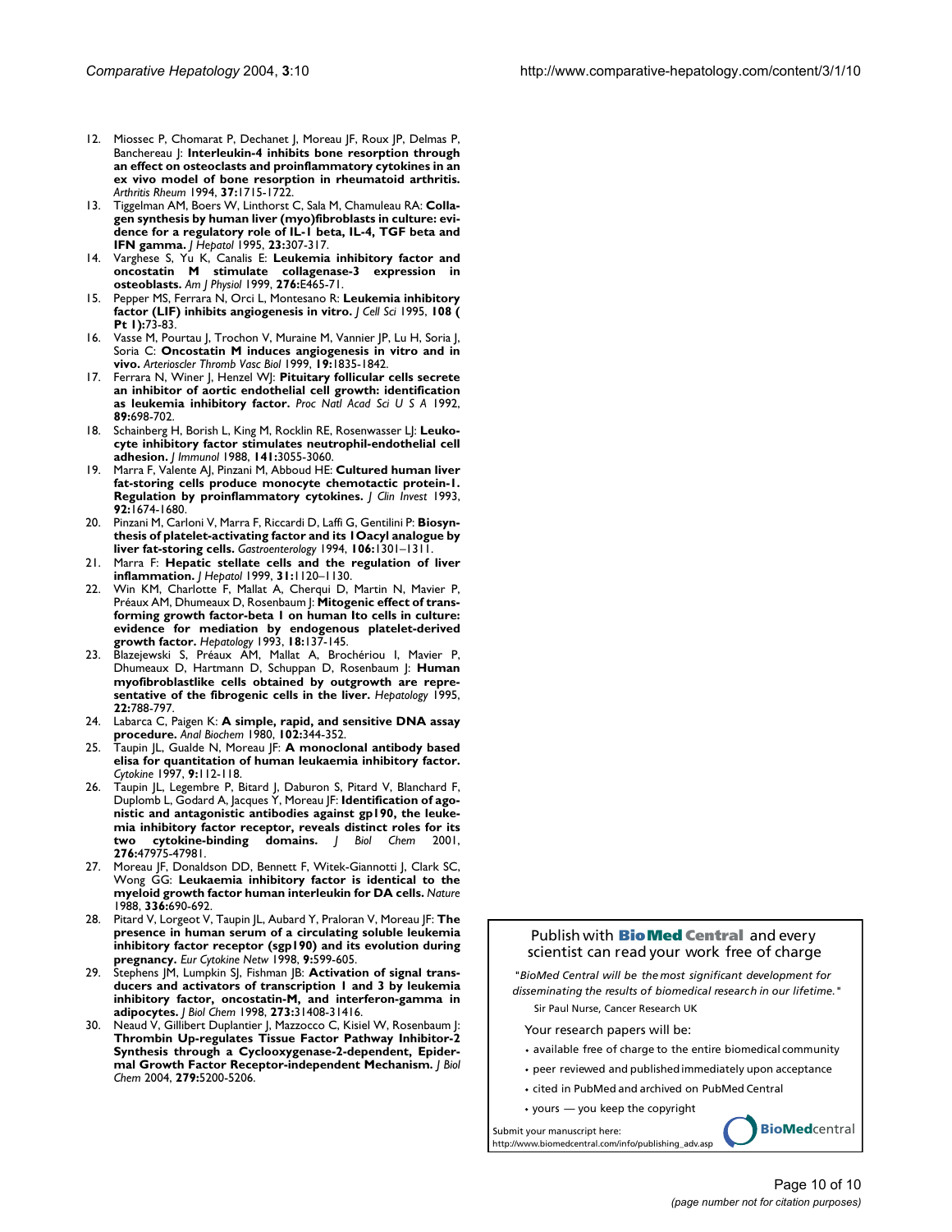12. Miossec P, Chomarat P, Dechanet J, Moreau JF, Roux JP, Delmas P, Banchereau J: **Interleukin-4 inhibits bone resorption through an effect on osteoclasts and proinflammatory cytokines in an ex vivo model of bone resorption in rheumatoid arthritis.** *Arthritis Rheum* 1994, **37:**1715-1722.
13. Tiggelman AM, Boers W, Linthorst C, Sala M, Chamuleau RA: **Collagen synthesis by human liver (myo)fibroblasts in culture: evidence for a regulatory role of IL-1 beta, IL-4, TGF beta and IFN gamma.** *J Hepatol* 1995, **23:**307-317.
14. Varghese S, Yu K, Canalis E: **Leukemia inhibitory factor and oncostatin M stimulate collagenase-3 expression in osteoblasts.** *Am J Physiol* 1999, **276:**E465-71.
15. Pepper MS, Ferrara N, Orci L, Montesano R: **Leukemia inhibitory factor (LIF) inhibits angiogenesis in vitro.** *J Cell Sci* 1995, **108 ( Pt 1):**73-83.
16. Vasse M, Pourtau J, Trochon V, Muraine M, Vannier JP, Lu H, Soria J, Soria C: **Oncostatin M induces angiogenesis in vitro and in vivo.** *Arterioscler Thromb Vasc Biol* 1999, **19:**1835-1842.
17. Ferrara N, Winer J, Henzel WJ: **Pituitary follicular cells secrete an inhibitor of aortic endothelial cell growth: identification as leukemia inhibitory factor.** *Proc Natl Acad Sci U S A* 1992, **89:**698-702.
18. Schainberg H, Borish L, King M, Rocklin RE, Rosenwasser LJ: **Leukocyte inhibitory factor stimulates neutrophil-endothelial cell adhesion.** *J Immunol* 1988, **141:**3055-3060.
19. Marra F, Valente AJ, Pinzani M, Abboud HE: **Cultured human liver fat-storing cells produce monocyte chemotactic protein-1. Regulation by proinflammatory cytokines.** *J Clin Invest* 1993, **92:**1674-1680.
20. Pinzani M, Carloni V, Marra F, Riccardi D, Laffi G, Gentilini P: **Biosynthesis of platelet-activating factor and its 1Oacyl analogue by liver fat-storing cells.** *Gastroenterology* 1994, **106:**1301–1311.
21. Marra F: **Hepatic stellate cells and the regulation of liver inflammation.** *J Hepatol* 1999, **31:**1120–1130.
22. Win KM, Charlotte F, Mallat A, Cherqui D, Martin N, Mavier P, Préaux AM, Dhumeaux D, Rosenbaum J: **Mitogenic effect of transforming growth factor-beta 1 on human Ito cells in culture: evidence for mediation by endogenous platelet-derived growth factor.** *Hepatology* 1993, **18:**137-145.
23. Blazejewski S, Préaux AM, Mallat A, Brochériou I, Mavier P, Dhumeaux D, Hartmann D, Schuppan D, Rosenbaum J: **Human myofibroblastlike cells obtained by outgrowth are representative of the fibrogenic cells in the liver.** *Hepatology* 1995, **22:**788-797.
24. Labarca C, Paigen K: **A simple, rapid, and sensitive DNA assay procedure.** *Anal Biochem* 1980, **102:**344-352.
25. Taupin JL, Gualde N, Moreau JF: **A monoclonal antibody based elisa for quantitation of human leukaemia inhibitory factor.** *Cytokine* 1997, **9:**112-118.
26. Taupin JL, Legembre P, Bitard J, Daburon S, Pitard V, Blanchard F, Duplomb L, Godard A, Jacques Y, Moreau JF: **Identification of agonistic and antagonistic antibodies against gp190, the leukemia inhibitory factor receptor, reveals distinct roles for its two cytokine-binding domains.** *J Biol Chem* 2001, **276:**47975-47981.
27. Moreau JF, Donaldson DD, Bennett F, Witek-Giannotti J, Clark SC, Wong GG: **Leukaemia inhibitory factor is identical to the myeloid growth factor human interleukin for DA cells.** *Nature* 1988, **336:**690-692.
28. Pitard V, Lorgeot V, Taupin JL, Aubard Y, Praloran V, Moreau JF: **The presence in human serum of a circulating soluble leukemia inhibitory factor receptor (sgp190) and its evolution during pregnancy.** *Eur Cytokine Netw* 1998, **9:**599-605.
29. Stephens JM, Lumpkin SJ, Fishman JB: **Activation of signal transducers and activators of transcription 1 and 3 by leukemia inhibitory factor, oncostatin-M, and interferon-gamma in adipocytes.** *J Biol Chem* 1998, **273:**31408-31416.
30. Neaud V, Gillibert Duplantier J, Mazzocco C, Kisiel W, Rosenbaum J: **Thrombin Up-regulates Tissue Factor Pathway Inhibitor-2 Synthesis through a Cyclooxygenase-2-dependent, Epidermal Growth Factor Receptor-independent Mechanism.** *J Biol Chem* 2004, **279:**5200-5206.

Publish with **BioMed Central** and every scientist can read your work free of charge

*"BioMed Central will be the most significant development for disseminating the results of biomedical research in our lifetime."*

Sir Paul Nurse, Cancer Research UK

Your research papers will be:

- available free of charge to the entire biomedical community
- peer reviewed and published immediately upon acceptance
- cited in PubMed and archived on PubMed Central
- yours — you keep the copyright

Submit your manuscript here:
http://www.biomedcentral.com/info/publishing_adv.asp

**BioMed**central